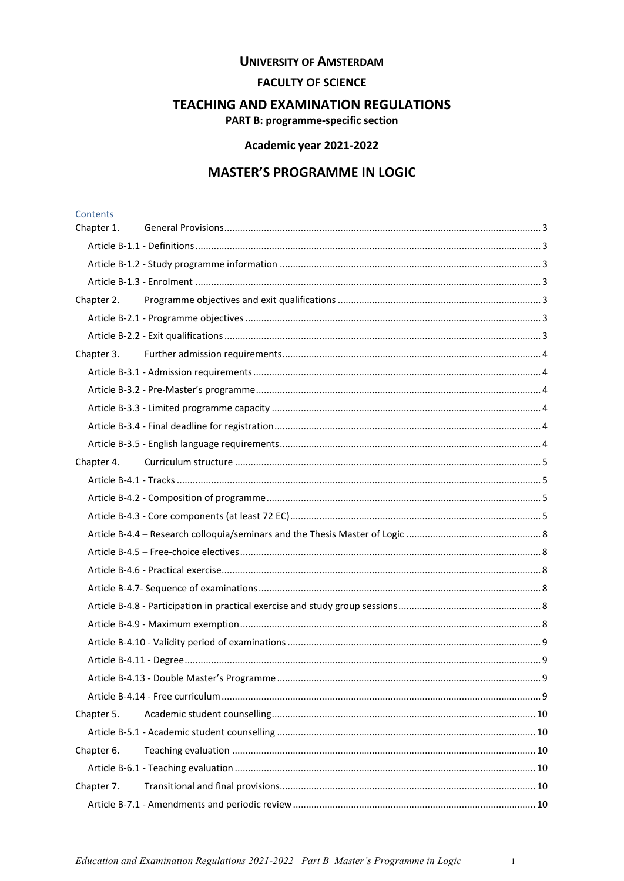**UNIVERSITY OF AMSTERDAM**

**FACULTY OF SCIENCE**

# TEACHING AND EXAMINATION REGULATIONS

**PART B: programme-specific section**

**Academic year 2021-2022**

# MASTER'S PROGRAMME IN LOGIC

Contents

- Chapter 1. General Provisions ... 3
  - Article B-1.1 - Definitions ... 3
  - Article B-1.2 - Study programme information ... 3
  - Article B-1.3 - Enrolment ... 3
- Chapter 2. Programme objectives and exit qualifications ... 3
  - Article B-2.1 - Programme objectives ... 3
  - Article B-2.2 - Exit qualifications ... 3
- Chapter 3. Further admission requirements ... 4
  - Article B-3.1 - Admission requirements ... 4
  - Article B-3.2 - Pre-Master's programme ... 4
  - Article B-3.3 - Limited programme capacity ... 4
  - Article B-3.4 - Final deadline for registration ... 4
  - Article B-3.5 - English language requirements ... 4
- Chapter 4. Curriculum structure ... 5
  - Article B-4.1 - Tracks ... 5
  - Article B-4.2 - Composition of programme ... 5
  - Article B-4.3 - Core components (at least 72 EC) ... 5
  - Article B-4.4 – Research colloquia/seminars and the Thesis Master of Logic ... 8
  - Article B-4.5 – Free-choice electives ... 8
  - Article B-4.6 - Practical exercise ... 8
  - Article B-4.7- Sequence of examinations ... 8
  - Article B-4.8 - Participation in practical exercise and study group sessions ... 8
  - Article B-4.9 - Maximum exemption ... 8
  - Article B-4.10 - Validity period of examinations ... 9
  - Article B-4.11 - Degree ... 9
  - Article B-4.13 - Double Master's Programme ... 9
  - Article B-4.14 - Free curriculum ... 9
- Chapter 5. Academic student counselling ... 10
  - Article B-5.1 - Academic student counselling ... 10
- Chapter 6. Teaching evaluation ... 10
  - Article B-6.1 - Teaching evaluation ... 10
- Chapter 7. Transitional and final provisions ... 10
  - Article B-7.1 - Amendments and periodic review ... 10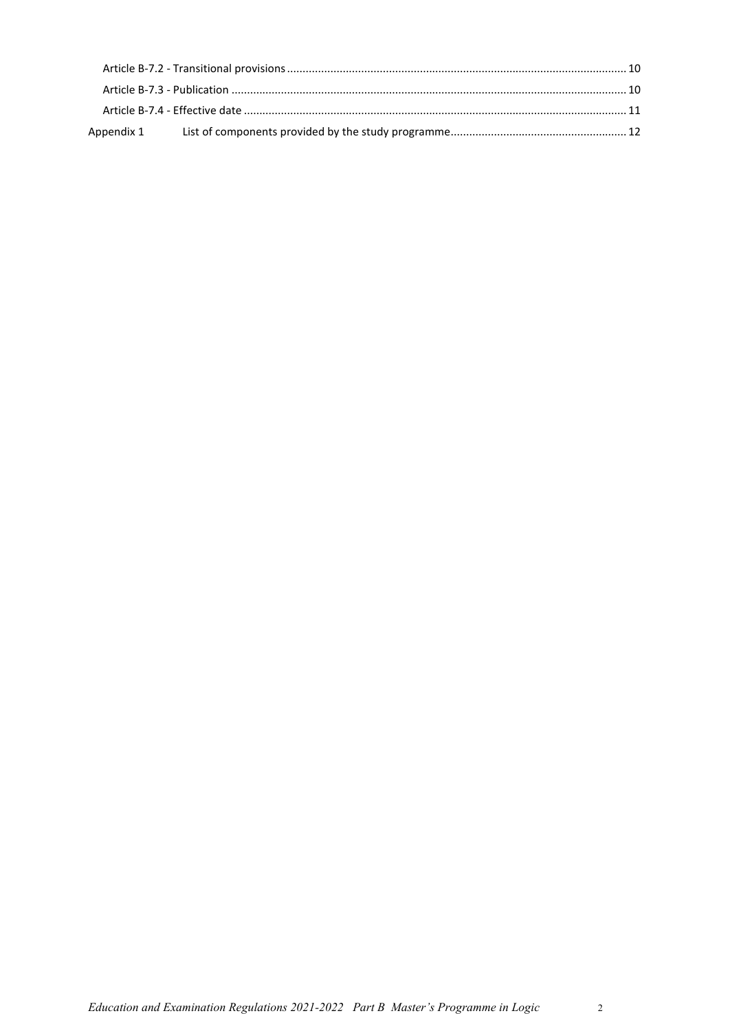Article B-7.2 - Transitional provisions ............................................................ 10

Article B-7.3 - Publication ............................................................ 10

Article B-7.4 - Effective date ............................................................ 11

Appendix 1 List of components provided by the study programme ............................................................ 12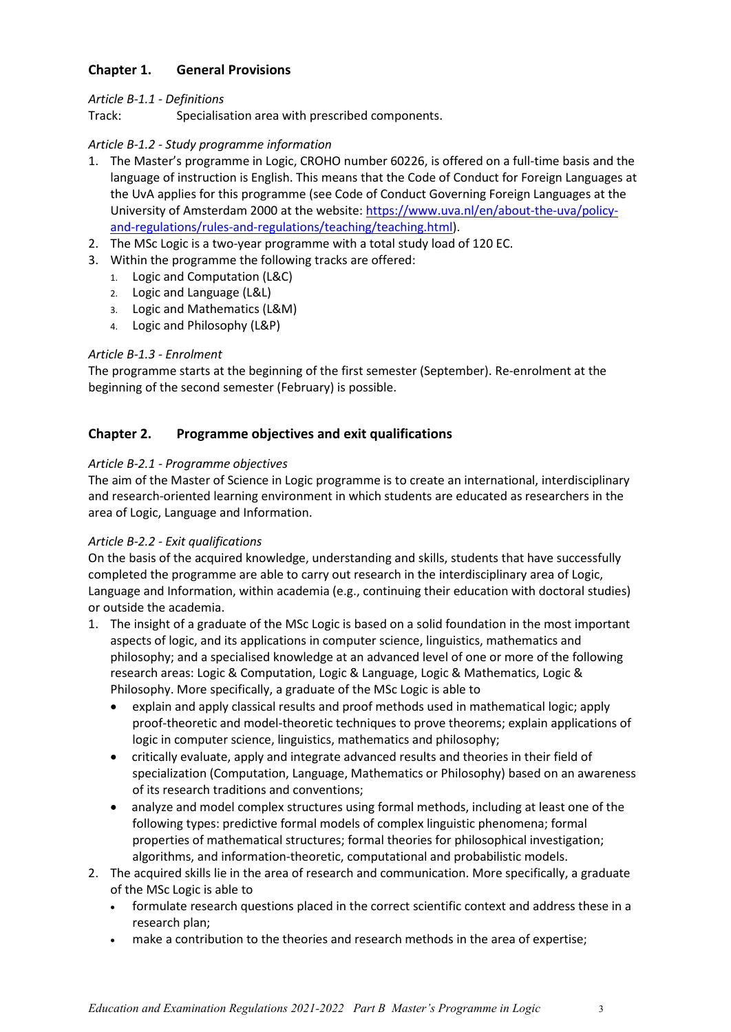## Chapter 1. General Provisions

*Article B-1.1 - Definitions*

Track: Specialisation area with prescribed components.

*Article B-1.2 - Study programme information*

1. The Master's programme in Logic, CROHO number 60226, is offered on a full-time basis and the language of instruction is English. This means that the Code of Conduct for Foreign Languages at the UvA applies for this programme (see Code of Conduct Governing Foreign Languages at the University of Amsterdam 2000 at the website: [https://www.uva.nl/en/about-the-uva/policy-and-regulations/rules-and-regulations/teaching/teaching.html](https://www.uva.nl/en/about-the-uva/policy-and-regulations/rules-and-regulations/teaching/teaching.html)).
2. The MSc Logic is a two-year programme with a total study load of 120 EC.
3. Within the programme the following tracks are offered:
   1. Logic and Computation (L&C)
   2. Logic and Language (L&L)
   3. Logic and Mathematics (L&M)
   4. Logic and Philosophy (L&P)

*Article B-1.3 - Enrolment*

The programme starts at the beginning of the first semester (September). Re-enrolment at the beginning of the second semester (February) is possible.

## Chapter 2. Programme objectives and exit qualifications

*Article B-2.1 - Programme objectives*

The aim of the Master of Science in Logic programme is to create an international, interdisciplinary and research-oriented learning environment in which students are educated as researchers in the area of Logic, Language and Information.

*Article B-2.2 - Exit qualifications*

On the basis of the acquired knowledge, understanding and skills, students that have successfully completed the programme are able to carry out research in the interdisciplinary area of Logic, Language and Information, within academia (e.g., continuing their education with doctoral studies) or outside the academia.

1. The insight of a graduate of the MSc Logic is based on a solid foundation in the most important aspects of logic, and its applications in computer science, linguistics, mathematics and philosophy; and a specialised knowledge at an advanced level of one or more of the following research areas: Logic & Computation, Logic & Language, Logic & Mathematics, Logic & Philosophy. More specifically, a graduate of the MSc Logic is able to
   - explain and apply classical results and proof methods used in mathematical logic; apply proof-theoretic and model-theoretic techniques to prove theorems; explain applications of logic in computer science, linguistics, mathematics and philosophy;
   - critically evaluate, apply and integrate advanced results and theories in their field of specialization (Computation, Language, Mathematics or Philosophy) based on an awareness of its research traditions and conventions;
   - analyze and model complex structures using formal methods, including at least one of the following types: predictive formal models of complex linguistic phenomena; formal properties of mathematical structures; formal theories for philosophical investigation; algorithms, and information-theoretic, computational and probabilistic models.
2. The acquired skills lie in the area of research and communication. More specifically, a graduate of the MSc Logic is able to
   - formulate research questions placed in the correct scientific context and address these in a research plan;
   - make a contribution to the theories and research methods in the area of expertise;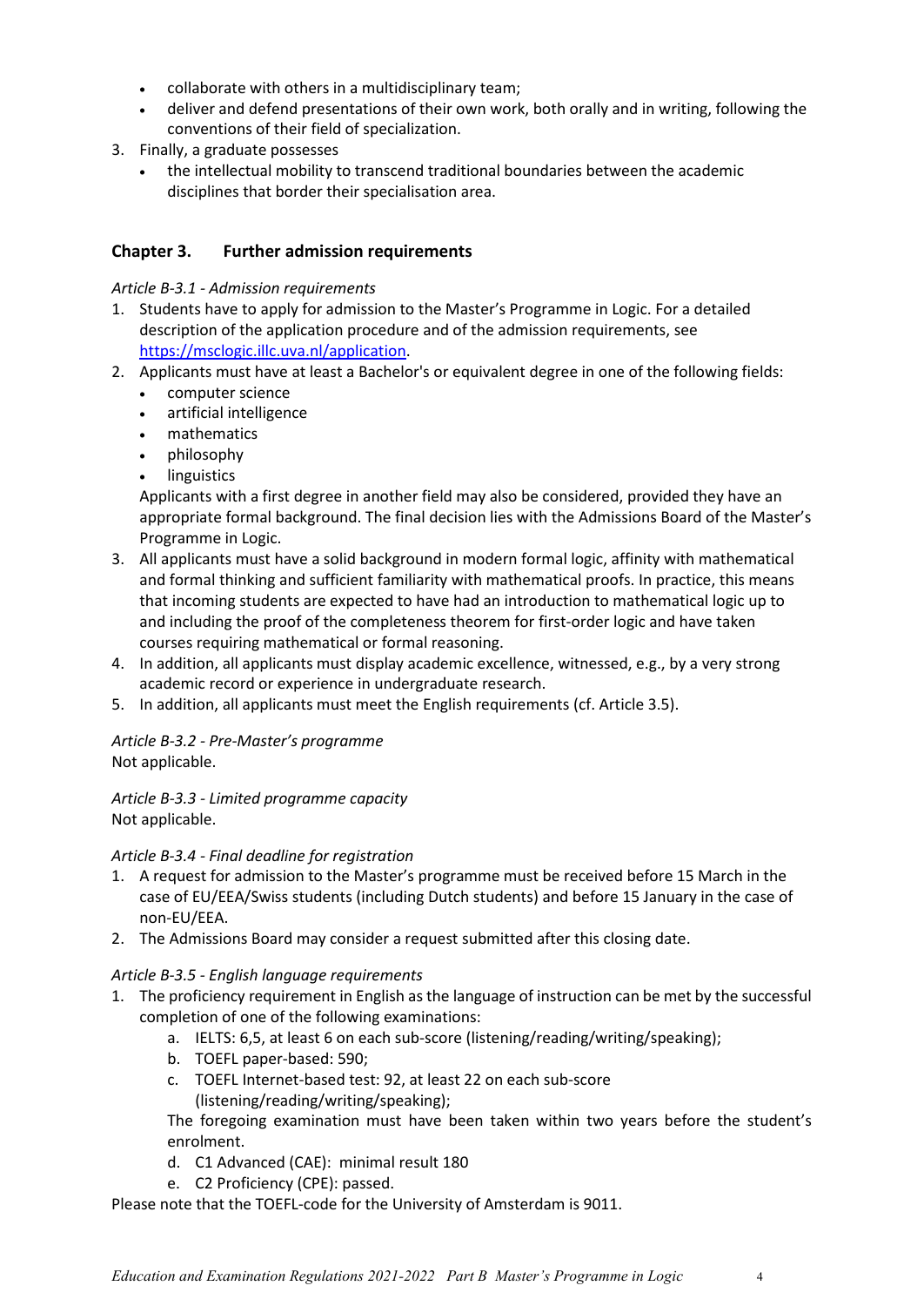- collaborate with others in a multidisciplinary team;
- deliver and defend presentations of their own work, both orally and in writing, following the conventions of their field of specialization.

3. Finally, a graduate possesses
   - the intellectual mobility to transcend traditional boundaries between the academic disciplines that border their specialisation area.

## Chapter 3. Further admission requirements

*Article B-3.1 - Admission requirements*

1. Students have to apply for admission to the Master's Programme in Logic. For a detailed description of the application procedure and of the admission requirements, see https://msclogic.illc.uva.nl/application.
2. Applicants must have at least a Bachelor's or equivalent degree in one of the following fields:
   - computer science
   - artificial intelligence
   - mathematics
   - philosophy
   - linguistics

   Applicants with a first degree in another field may also be considered, provided they have an appropriate formal background. The final decision lies with the Admissions Board of the Master's Programme in Logic.
3. All applicants must have a solid background in modern formal logic, affinity with mathematical and formal thinking and sufficient familiarity with mathematical proofs. In practice, this means that incoming students are expected to have had an introduction to mathematical logic up to and including the proof of the completeness theorem for first-order logic and have taken courses requiring mathematical or formal reasoning.
4. In addition, all applicants must display academic excellence, witnessed, e.g., by a very strong academic record or experience in undergraduate research.
5. In addition, all applicants must meet the English requirements (cf. Article 3.5).

*Article B-3.2 - Pre-Master's programme*

Not applicable.

*Article B-3.3 - Limited programme capacity*

Not applicable.

*Article B-3.4 - Final deadline for registration*

1. A request for admission to the Master's programme must be received before 15 March in the case of EU/EEA/Swiss students (including Dutch students) and before 15 January in the case of non-EU/EEA.
2. The Admissions Board may consider a request submitted after this closing date.

*Article B-3.5 - English language requirements*

1. The proficiency requirement in English as the language of instruction can be met by the successful completion of one of the following examinations:
   a. IELTS: 6,5, at least 6 on each sub-score (listening/reading/writing/speaking);
   b. TOEFL paper-based: 590;
   c. TOEFL Internet-based test: 92, at least 22 on each sub-score (listening/reading/writing/speaking);

   The foregoing examination must have been taken within two years before the student's enrolment.

   d. C1 Advanced (CAE): minimal result 180
   e. C2 Proficiency (CPE): passed.

Please note that the TOEFL-code for the University of Amsterdam is 9011.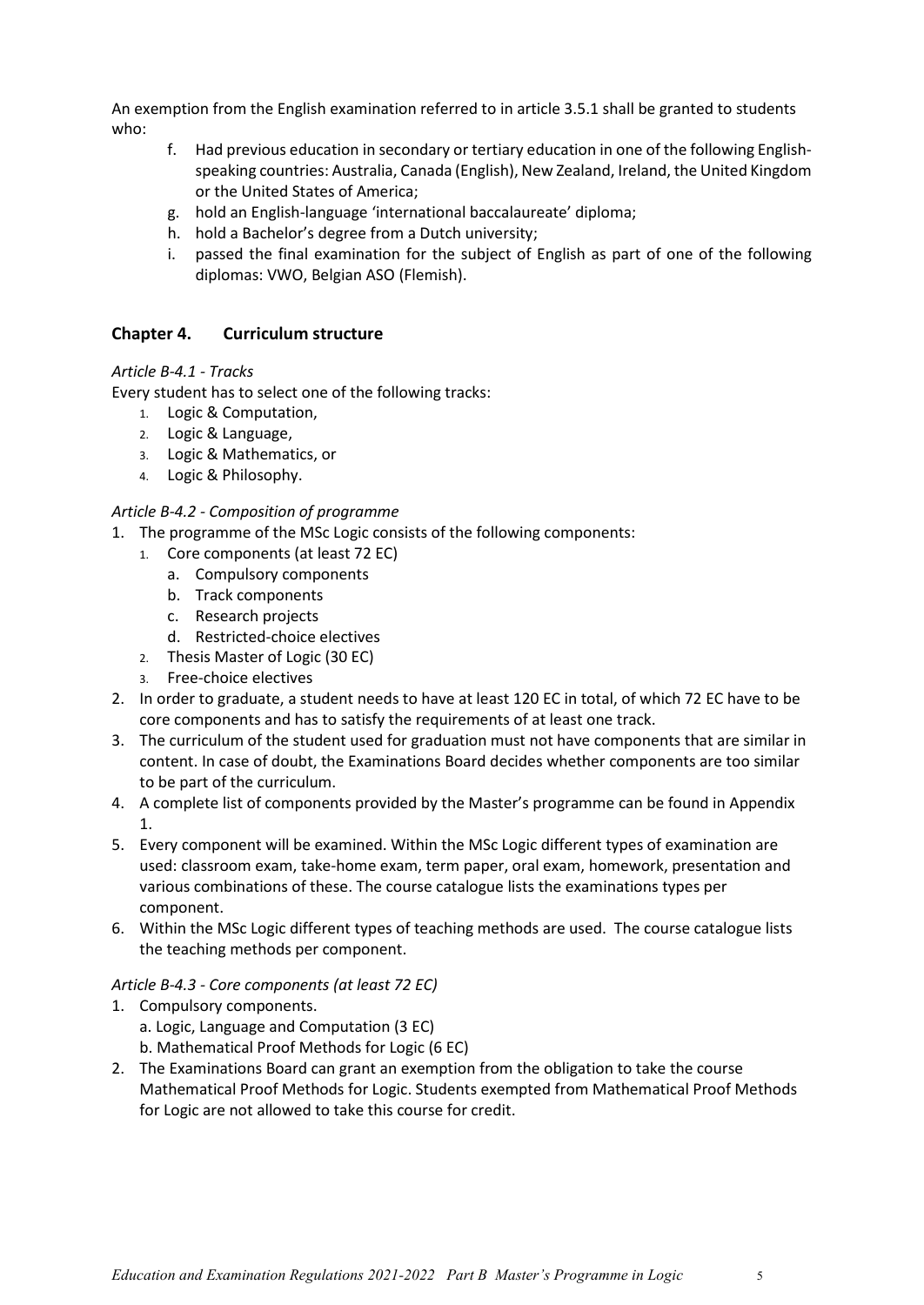An exemption from the English examination referred to in article 3.5.1 shall be granted to students who:

f. Had previous education in secondary or tertiary education in one of the following English-speaking countries: Australia, Canada (English), New Zealand, Ireland, the United Kingdom or the United States of America;
g. hold an English-language 'international baccalaureate' diploma;
h. hold a Bachelor's degree from a Dutch university;
i. passed the final examination for the subject of English as part of one of the following diplomas: VWO, Belgian ASO (Flemish).

## Chapter 4. Curriculum structure

*Article B-4.1 - Tracks*

Every student has to select one of the following tracks:

1. Logic & Computation,
2. Logic & Language,
3. Logic & Mathematics, or
4. Logic & Philosophy.

*Article B-4.2 - Composition of programme*

1. The programme of the MSc Logic consists of the following components:
   1. Core components (at least 72 EC)
      a. Compulsory components
      b. Track components
      c. Research projects
      d. Restricted-choice electives
   2. Thesis Master of Logic (30 EC)
   3. Free-choice electives
2. In order to graduate, a student needs to have at least 120 EC in total, of which 72 EC have to be core components and has to satisfy the requirements of at least one track.
3. The curriculum of the student used for graduation must not have components that are similar in content. In case of doubt, the Examinations Board decides whether components are too similar to be part of the curriculum.
4. A complete list of components provided by the Master's programme can be found in Appendix 1.
5. Every component will be examined. Within the MSc Logic different types of examination are used: classroom exam, take-home exam, term paper, oral exam, homework, presentation and various combinations of these. The course catalogue lists the examinations types per component.
6. Within the MSc Logic different types of teaching methods are used. The course catalogue lists the teaching methods per component.

*Article B-4.3 - Core components (at least 72 EC)*

1. Compulsory components.
   a. Logic, Language and Computation (3 EC)
   b. Mathematical Proof Methods for Logic (6 EC)
2. The Examinations Board can grant an exemption from the obligation to take the course Mathematical Proof Methods for Logic. Students exempted from Mathematical Proof Methods for Logic are not allowed to take this course for credit.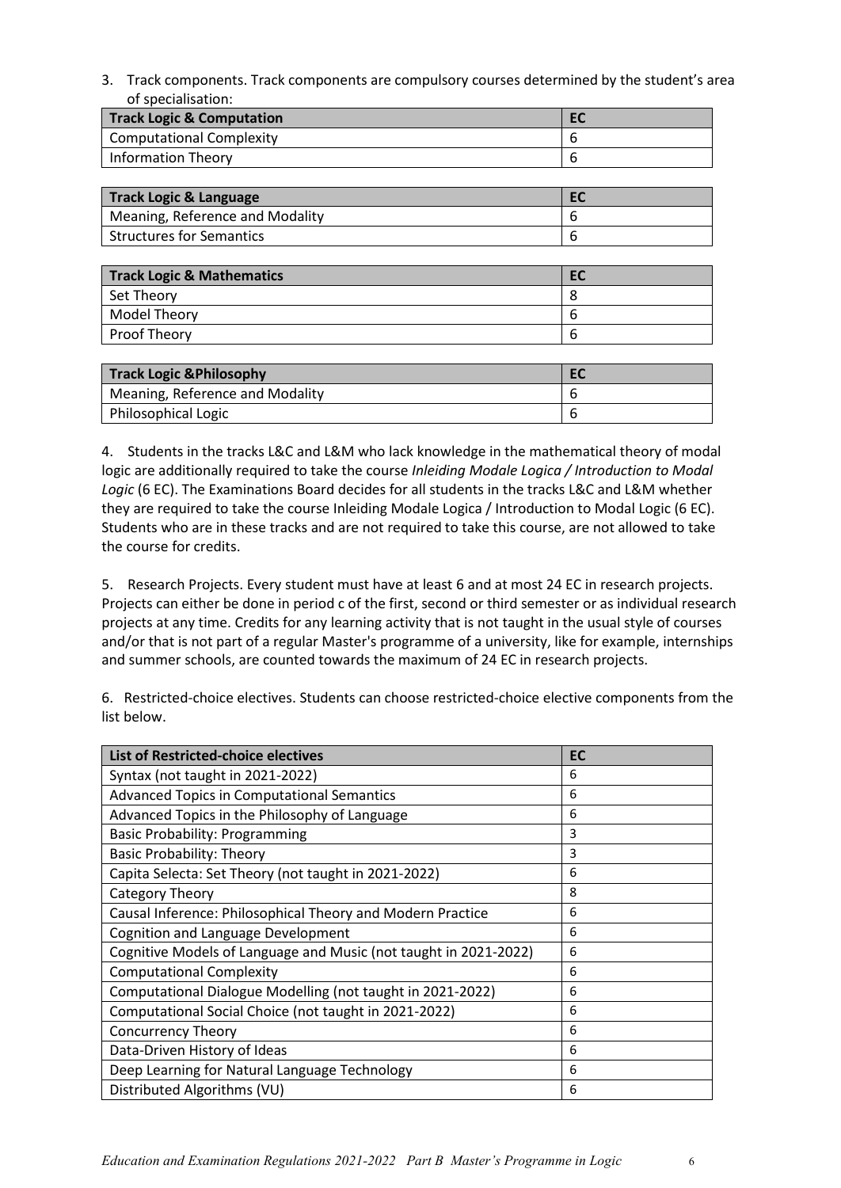3. Track components. Track components are compulsory courses determined by the student's area of specialisation:

| Track Logic & Computation | EC |
| --- | --- |
| Computational Complexity | 6 |
| Information Theory | 6 |

| Track Logic & Language | EC |
| --- | --- |
| Meaning, Reference and Modality | 6 |
| Structures for Semantics | 6 |

| Track Logic & Mathematics | EC |
| --- | --- |
| Set Theory | 8 |
| Model Theory | 6 |
| Proof Theory | 6 |

| Track Logic &Philosophy | EC |
| --- | --- |
| Meaning, Reference and Modality | 6 |
| Philosophical Logic | 6 |

4. Students in the tracks L&C and L&M who lack knowledge in the mathematical theory of modal logic are additionally required to take the course *Inleiding Modale Logica / Introduction to Modal Logic* (6 EC). The Examinations Board decides for all students in the tracks L&C and L&M whether they are required to take the course Inleiding Modale Logica / Introduction to Modal Logic (6 EC). Students who are in these tracks and are not required to take this course, are not allowed to take the course for credits.

5. Research Projects. Every student must have at least 6 and at most 24 EC in research projects. Projects can either be done in period c of the first, second or third semester or as individual research projects at any time. Credits for any learning activity that is not taught in the usual style of courses and/or that is not part of a regular Master's programme of a university, like for example, internships and summer schools, are counted towards the maximum of 24 EC in research projects.

6. Restricted-choice electives. Students can choose restricted-choice elective components from the list below.

| List of Restricted-choice electives | EC |
| --- | --- |
| Syntax (not taught in 2021-2022) | 6 |
| Advanced Topics in Computational Semantics | 6 |
| Advanced Topics in the Philosophy of Language | 6 |
| Basic Probability: Programming | 3 |
| Basic Probability: Theory | 3 |
| Capita Selecta: Set Theory (not taught in 2021-2022) | 6 |
| Category Theory | 8 |
| Causal Inference: Philosophical Theory and Modern Practice | 6 |
| Cognition and Language Development | 6 |
| Cognitive Models of Language and Music (not taught in 2021-2022) | 6 |
| Computational Complexity | 6 |
| Computational Dialogue Modelling (not taught in 2021-2022) | 6 |
| Computational Social Choice (not taught in 2021-2022) | 6 |
| Concurrency Theory | 6 |
| Data-Driven History of Ideas | 6 |
| Deep Learning for Natural Language Technology | 6 |
| Distributed Algorithms (VU) | 6 |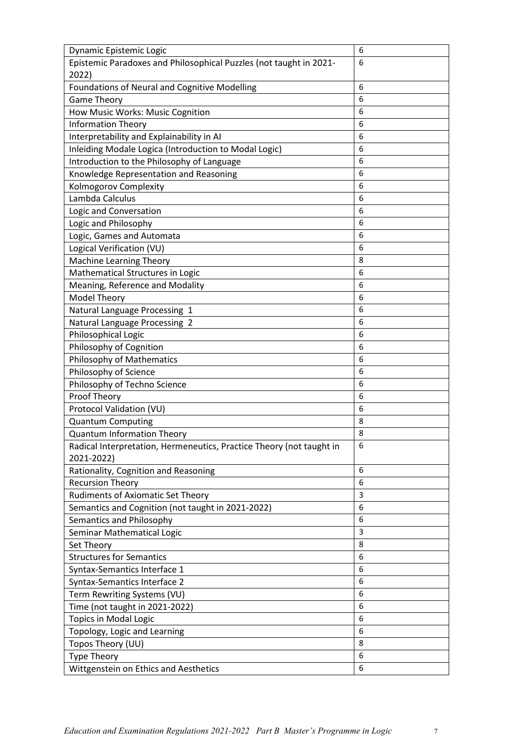| | |
|---|---|
| Dynamic Epistemic Logic | 6 |
| Epistemic Paradoxes and Philosophical Puzzles (not taught in 2021-2022) | 6 |
| Foundations of Neural and Cognitive Modelling | 6 |
| Game Theory | 6 |
| How Music Works: Music Cognition | 6 |
| Information Theory | 6 |
| Interpretability and Explainability in AI | 6 |
| Inleiding Modale Logica (Introduction to Modal Logic) | 6 |
| Introduction to the Philosophy of Language | 6 |
| Knowledge Representation and Reasoning | 6 |
| Kolmogorov Complexity | 6 |
| Lambda Calculus | 6 |
| Logic and Conversation | 6 |
| Logic and Philosophy | 6 |
| Logic, Games and Automata | 6 |
| Logical Verification (VU) | 6 |
| Machine Learning Theory | 8 |
| Mathematical Structures in Logic | 6 |
| Meaning, Reference and Modality | 6 |
| Model Theory | 6 |
| Natural Language Processing 1 | 6 |
| Natural Language Processing 2 | 6 |
| Philosophical Logic | 6 |
| Philosophy of Cognition | 6 |
| Philosophy of Mathematics | 6 |
| Philosophy of Science | 6 |
| Philosophy of Techno Science | 6 |
| Proof Theory | 6 |
| Protocol Validation (VU) | 6 |
| Quantum Computing | 8 |
| Quantum Information Theory | 8 |
| Radical Interpretation, Hermeneutics, Practice Theory (not taught in 2021-2022) | 6 |
| Rationality, Cognition and Reasoning | 6 |
| Recursion Theory | 6 |
| Rudiments of Axiomatic Set Theory | 3 |
| Semantics and Cognition (not taught in 2021-2022) | 6 |
| Semantics and Philosophy | 6 |
| Seminar Mathematical Logic | 3 |
| Set Theory | 8 |
| Structures for Semantics | 6 |
| Syntax-Semantics Interface 1 | 6 |
| Syntax-Semantics Interface 2 | 6 |
| Term Rewriting Systems (VU) | 6 |
| Time (not taught in 2021-2022) | 6 |
| Topics in Modal Logic | 6 |
| Topology, Logic and Learning | 6 |
| Topos Theory (UU) | 8 |
| Type Theory | 6 |
| Wittgenstein on Ethics and Aesthetics | 6 |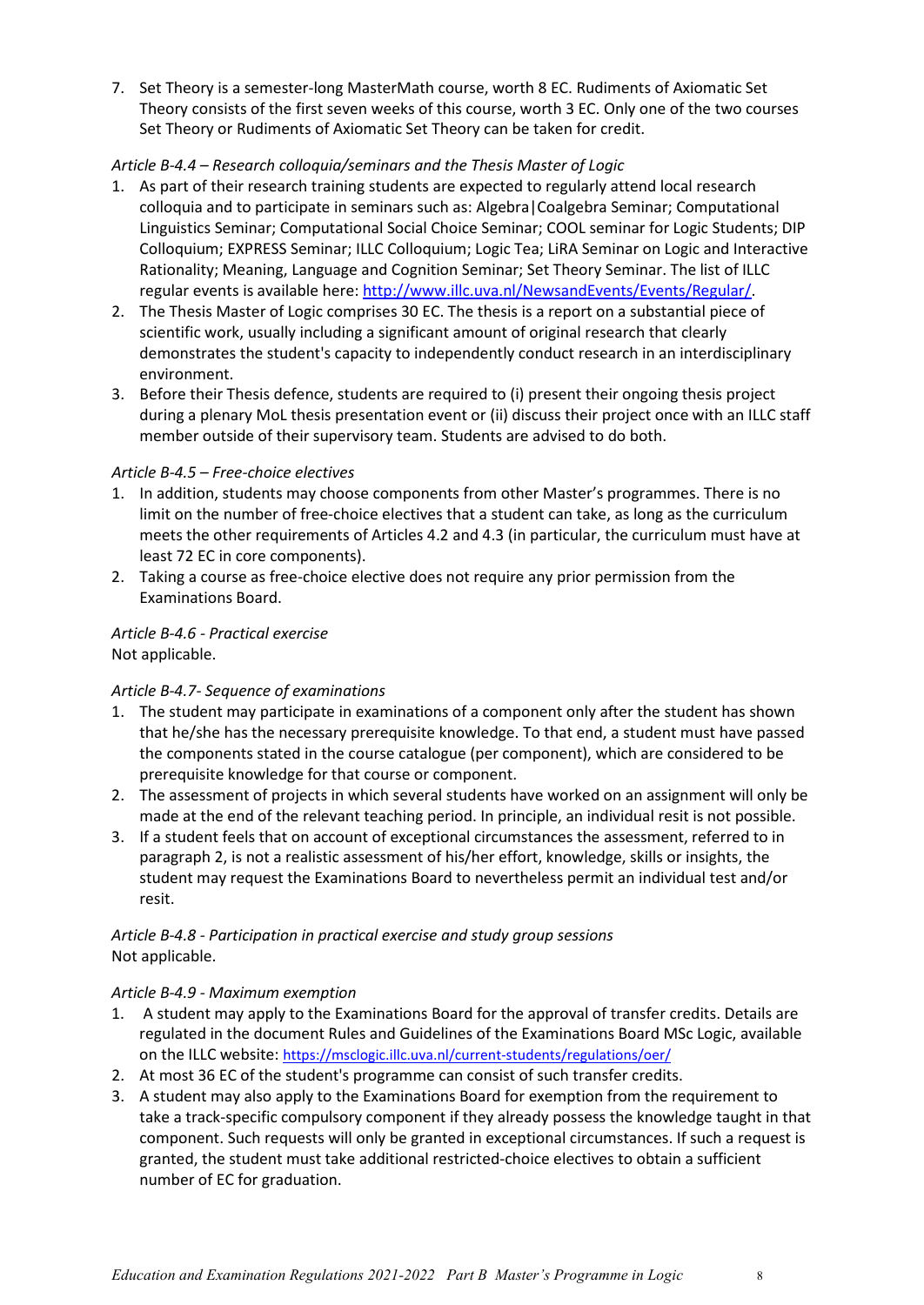7. Set Theory is a semester-long MasterMath course, worth 8 EC. Rudiments of Axiomatic Set Theory consists of the first seven weeks of this course, worth 3 EC. Only one of the two courses Set Theory or Rudiments of Axiomatic Set Theory can be taken for credit.

*Article B-4.4 – Research colloquia/seminars and the Thesis Master of Logic*

1. As part of their research training students are expected to regularly attend local research colloquia and to participate in seminars such as: Algebra|Coalgebra Seminar; Computational Linguistics Seminar; Computational Social Choice Seminar; COOL seminar for Logic Students; DIP Colloquium; EXPRESS Seminar; ILLC Colloquium; Logic Tea; LiRA Seminar on Logic and Interactive Rationality; Meaning, Language and Cognition Seminar; Set Theory Seminar. The list of ILLC regular events is available here: http://www.illc.uva.nl/NewsandEvents/Events/Regular/.
2. The Thesis Master of Logic comprises 30 EC. The thesis is a report on a substantial piece of scientific work, usually including a significant amount of original research that clearly demonstrates the student's capacity to independently conduct research in an interdisciplinary environment.
3. Before their Thesis defence, students are required to (i) present their ongoing thesis project during a plenary MoL thesis presentation event or (ii) discuss their project once with an ILLC staff member outside of their supervisory team. Students are advised to do both.

*Article B-4.5 – Free-choice electives*

1. In addition, students may choose components from other Master's programmes. There is no limit on the number of free-choice electives that a student can take, as long as the curriculum meets the other requirements of Articles 4.2 and 4.3 (in particular, the curriculum must have at least 72 EC in core components).
2. Taking a course as free-choice elective does not require any prior permission from the Examinations Board.

*Article B-4.6 - Practical exercise*

Not applicable.

*Article B-4.7- Sequence of examinations*

1. The student may participate in examinations of a component only after the student has shown that he/she has the necessary prerequisite knowledge. To that end, a student must have passed the components stated in the course catalogue (per component), which are considered to be prerequisite knowledge for that course or component.
2. The assessment of projects in which several students have worked on an assignment will only be made at the end of the relevant teaching period. In principle, an individual resit is not possible.
3. If a student feels that on account of exceptional circumstances the assessment, referred to in paragraph 2, is not a realistic assessment of his/her effort, knowledge, skills or insights, the student may request the Examinations Board to nevertheless permit an individual test and/or resit.

*Article B-4.8 - Participation in practical exercise and study group sessions*

Not applicable.

*Article B-4.9 - Maximum exemption*

1. A student may apply to the Examinations Board for the approval of transfer credits. Details are regulated in the document Rules and Guidelines of the Examinations Board MSc Logic, available on the ILLC website: https://msclogic.illc.uva.nl/current-students/regulations/oer/
2. At most 36 EC of the student's programme can consist of such transfer credits.
3. A student may also apply to the Examinations Board for exemption from the requirement to take a track-specific compulsory component if they already possess the knowledge taught in that component. Such requests will only be granted in exceptional circumstances. If such a request is granted, the student must take additional restricted-choice electives to obtain a sufficient number of EC for graduation.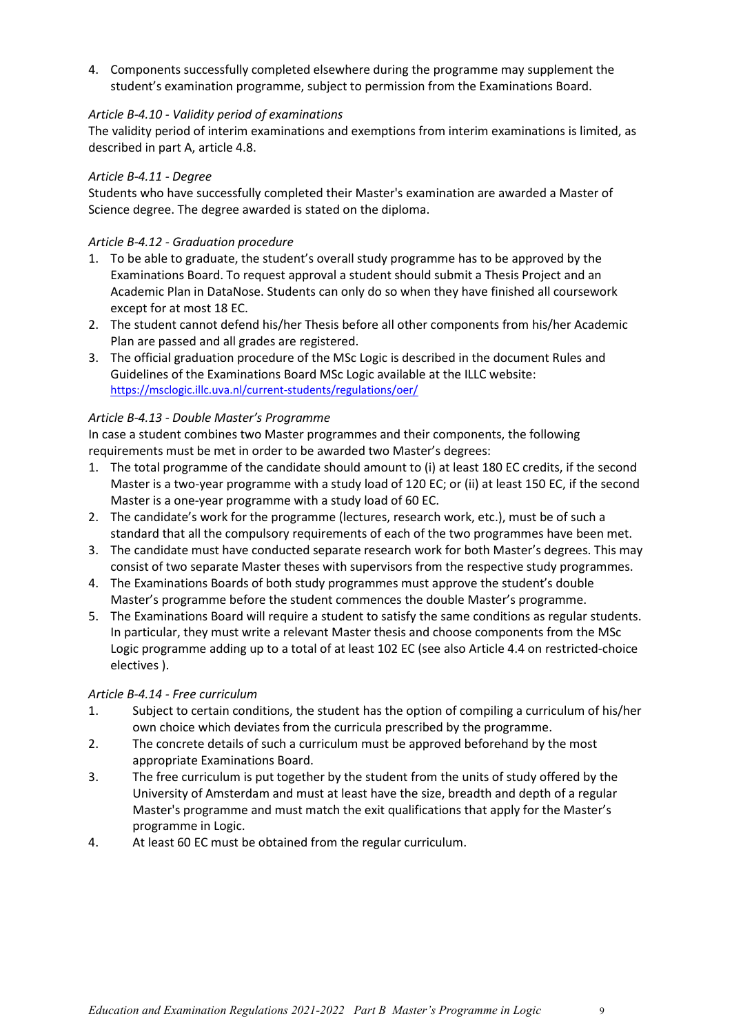4. Components successfully completed elsewhere during the programme may supplement the student's examination programme, subject to permission from the Examinations Board.

*Article B-4.10 - Validity period of examinations*

The validity period of interim examinations and exemptions from interim examinations is limited, as described in part A, article 4.8.

*Article B-4.11 - Degree*

Students who have successfully completed their Master's examination are awarded a Master of Science degree. The degree awarded is stated on the diploma.

*Article B-4.12 - Graduation procedure*

1. To be able to graduate, the student's overall study programme has to be approved by the Examinations Board. To request approval a student should submit a Thesis Project and an Academic Plan in DataNose. Students can only do so when they have finished all coursework except for at most 18 EC.
2. The student cannot defend his/her Thesis before all other components from his/her Academic Plan are passed and all grades are registered.
3. The official graduation procedure of the MSc Logic is described in the document Rules and Guidelines of the Examinations Board MSc Logic available at the ILLC website: https://msclogic.illc.uva.nl/current-students/regulations/oer/

*Article B-4.13 - Double Master's Programme*

In case a student combines two Master programmes and their components, the following requirements must be met in order to be awarded two Master's degrees:

1. The total programme of the candidate should amount to (i) at least 180 EC credits, if the second Master is a two-year programme with a study load of 120 EC; or (ii) at least 150 EC, if the second Master is a one-year programme with a study load of 60 EC.
2. The candidate's work for the programme (lectures, research work, etc.), must be of such a standard that all the compulsory requirements of each of the two programmes have been met.
3. The candidate must have conducted separate research work for both Master's degrees. This may consist of two separate Master theses with supervisors from the respective study programmes.
4. The Examinations Boards of both study programmes must approve the student's double Master's programme before the student commences the double Master's programme.
5. The Examinations Board will require a student to satisfy the same conditions as regular students. In particular, they must write a relevant Master thesis and choose components from the MSc Logic programme adding up to a total of at least 102 EC (see also Article 4.4 on restricted-choice electives ).

*Article B-4.14 - Free curriculum*

1. Subject to certain conditions, the student has the option of compiling a curriculum of his/her own choice which deviates from the curricula prescribed by the programme.
2. The concrete details of such a curriculum must be approved beforehand by the most appropriate Examinations Board.
3. The free curriculum is put together by the student from the units of study offered by the University of Amsterdam and must at least have the size, breadth and depth of a regular Master's programme and must match the exit qualifications that apply for the Master's programme in Logic.
4. At least 60 EC must be obtained from the regular curriculum.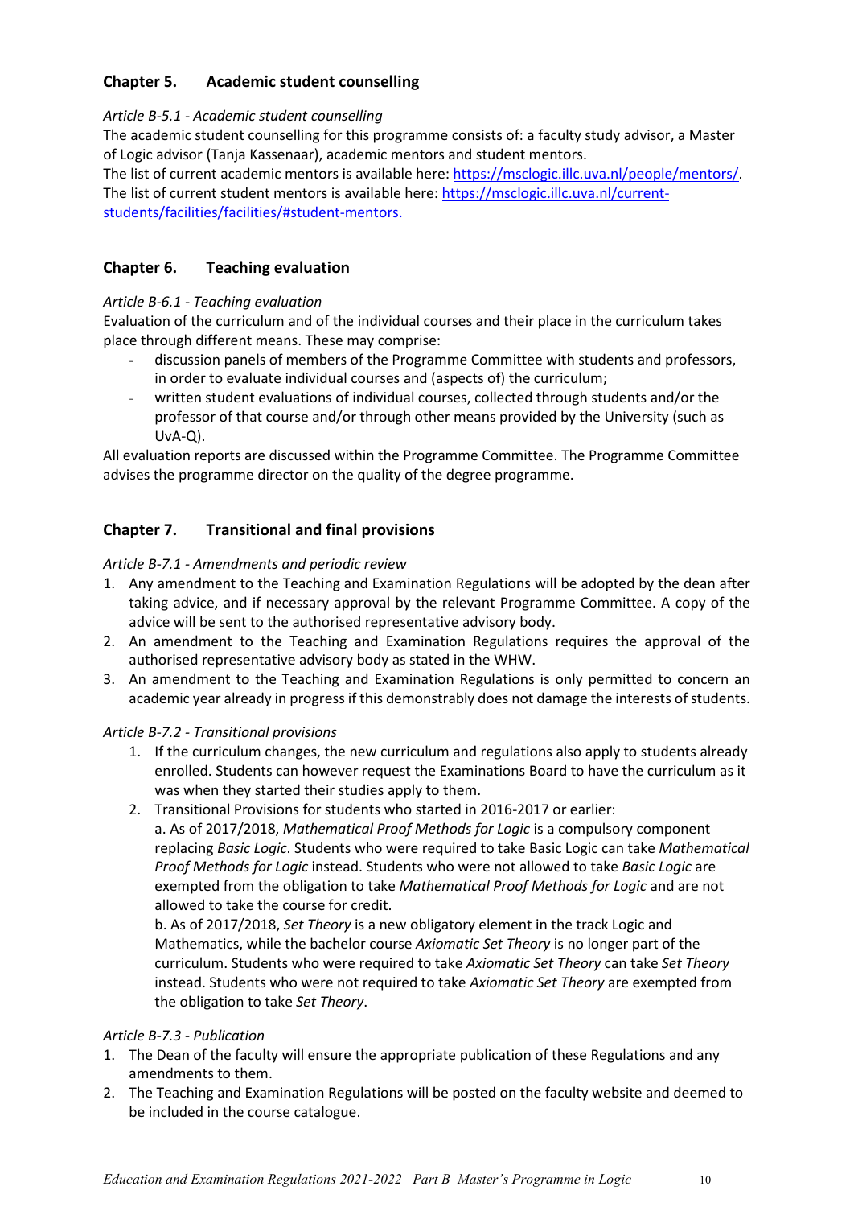## Chapter 5. Academic student counselling

*Article B-5.1 - Academic student counselling*

The academic student counselling for this programme consists of: a faculty study advisor, a Master of Logic advisor (Tanja Kassenaar), academic mentors and student mentors.
The list of current academic mentors is available here: https://msclogic.illc.uva.nl/people/mentors/.
The list of current student mentors is available here: https://msclogic.illc.uva.nl/current-students/facilities/facilities/#student-mentors.

## Chapter 6. Teaching evaluation

*Article B-6.1 - Teaching evaluation*

Evaluation of the curriculum and of the individual courses and their place in the curriculum takes place through different means. These may comprise:

- discussion panels of members of the Programme Committee with students and professors, in order to evaluate individual courses and (aspects of) the curriculum;
- written student evaluations of individual courses, collected through students and/or the professor of that course and/or through other means provided by the University (such as UvA-Q).

All evaluation reports are discussed within the Programme Committee. The Programme Committee advises the programme director on the quality of the degree programme.

## Chapter 7. Transitional and final provisions

*Article B-7.1 - Amendments and periodic review*

1. Any amendment to the Teaching and Examination Regulations will be adopted by the dean after taking advice, and if necessary approval by the relevant Programme Committee. A copy of the advice will be sent to the authorised representative advisory body.
2. An amendment to the Teaching and Examination Regulations requires the approval of the authorised representative advisory body as stated in the WHW.
3. An amendment to the Teaching and Examination Regulations is only permitted to concern an academic year already in progress if this demonstrably does not damage the interests of students.

*Article B-7.2 - Transitional provisions*

1. If the curriculum changes, the new curriculum and regulations also apply to students already enrolled. Students can however request the Examinations Board to have the curriculum as it was when they started their studies apply to them.
2. Transitional Provisions for students who started in 2016-2017 or earlier:
   a. As of 2017/2018, *Mathematical Proof Methods for Logic* is a compulsory component replacing *Basic Logic*. Students who were required to take Basic Logic can take *Mathematical Proof Methods for Logic* instead. Students who were not allowed to take *Basic Logic* are exempted from the obligation to take *Mathematical Proof Methods for Logic* and are not allowed to take the course for credit.
   b. As of 2017/2018, *Set Theory* is a new obligatory element in the track Logic and Mathematics, while the bachelor course *Axiomatic Set Theory* is no longer part of the curriculum. Students who were required to take *Axiomatic Set Theory* can take *Set Theory* instead. Students who were not required to take *Axiomatic Set Theory* are exempted from the obligation to take *Set Theory*.

*Article B-7.3 - Publication*

1. The Dean of the faculty will ensure the appropriate publication of these Regulations and any amendments to them.
2. The Teaching and Examination Regulations will be posted on the faculty website and deemed to be included in the course catalogue.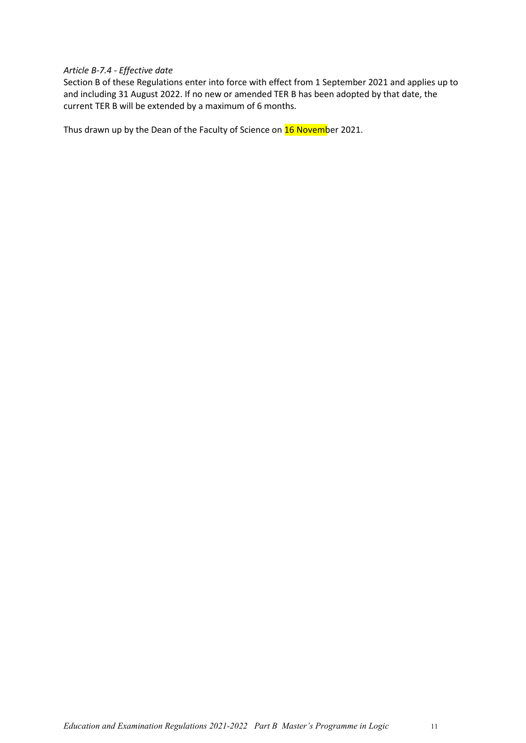*Article B-7.4 - Effective date*

Section B of these Regulations enter into force with effect from 1 September 2021 and applies up to and including 31 August 2022. If no new or amended TER B has been adopted by that date, the current TER B will be extended by a maximum of 6 months.

Thus drawn up by the Dean of the Faculty of Science on 16 November 2021.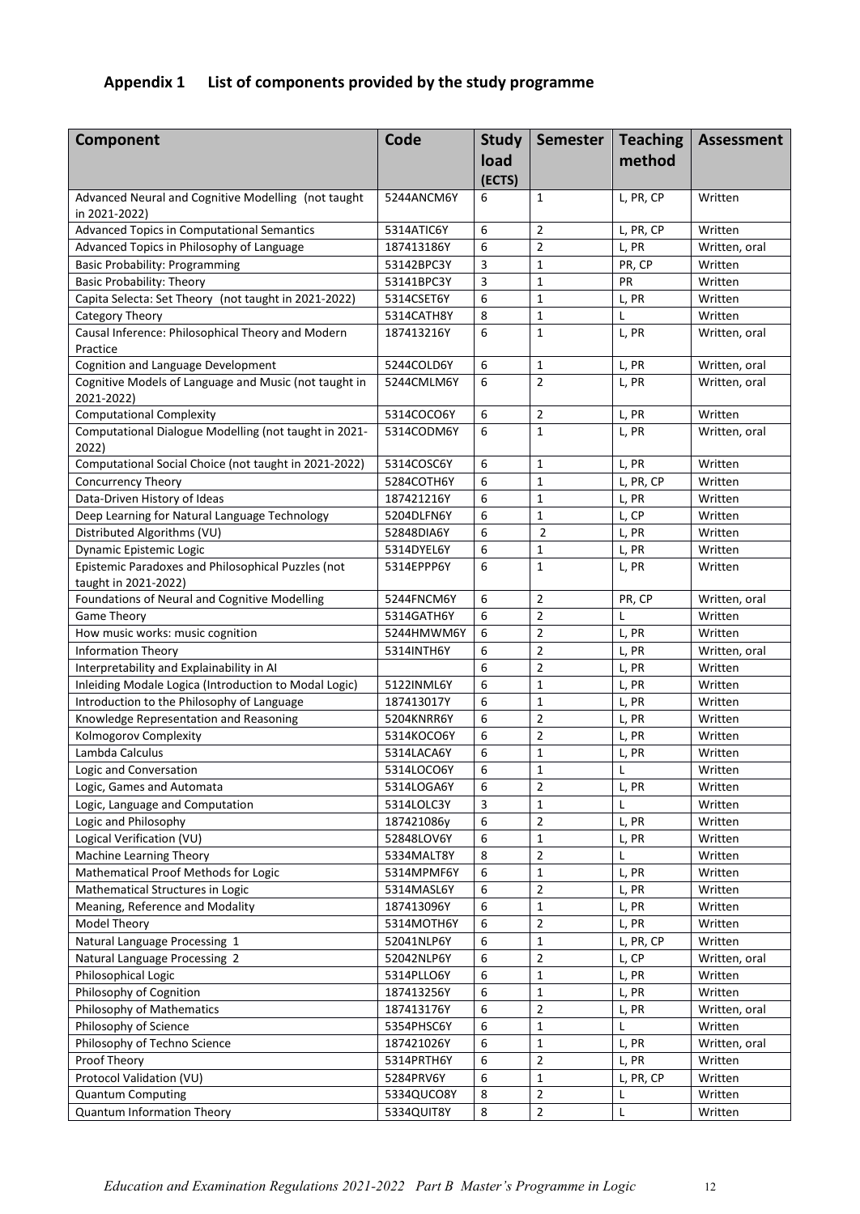## Appendix 1 List of components provided by the study programme

| Component | Code | Study load (ECTS) | Semester | Teaching method | Assessment |
|---|---|---|---|---|---|
| Advanced Neural and Cognitive Modelling (not taught in 2021-2022) | 5244ANCM6Y | 6 | 1 | L, PR, CP | Written |
| Advanced Topics in Computational Semantics | 5314ATIC6Y | 6 | 2 | L, PR, CP | Written |
| Advanced Topics in Philosophy of Language | 187413186Y | 6 | 2 | L, PR | Written, oral |
| Basic Probability: Programming | 53142BPC3Y | 3 | 1 | PR, CP | Written |
| Basic Probability: Theory | 53141BPC3Y | 3 | 1 | PR | Written |
| Capita Selecta: Set Theory (not taught in 2021-2022) | 5314CSET6Y | 6 | 1 | L, PR | Written |
| Category Theory | 5314CATH8Y | 8 | 1 | L | Written |
| Causal Inference: Philosophical Theory and Modern Practice | 187413216Y | 6 | 1 | L, PR | Written, oral |
| Cognition and Language Development | 5244COLD6Y | 6 | 1 | L, PR | Written, oral |
| Cognitive Models of Language and Music (not taught in 2021-2022) | 5244CMLM6Y | 6 | 2 | L, PR | Written, oral |
| Computational Complexity | 5314COCO6Y | 6 | 2 | L, PR | Written |
| Computational Dialogue Modelling (not taught in 2021-2022) | 5314CODM6Y | 6 | 1 | L, PR | Written, oral |
| Computational Social Choice (not taught in 2021-2022) | 5314COSC6Y | 6 | 1 | L, PR | Written |
| Concurrency Theory | 5284COTH6Y | 6 | 1 | L, PR, CP | Written |
| Data-Driven History of Ideas | 187421216Y | 6 | 1 | L, PR | Written |
| Deep Learning for Natural Language Technology | 5204DLFN6Y | 6 | 1 | L, CP | Written |
| Distributed Algorithms (VU) | 52848DIA6Y | 6 | 2 | L, PR | Written |
| Dynamic Epistemic Logic | 5314DYEL6Y | 6 | 1 | L, PR | Written |
| Epistemic Paradoxes and Philosophical Puzzles (not taught in 2021-2022) | 5314EPPP6Y | 6 | 1 | L, PR | Written |
| Foundations of Neural and Cognitive Modelling | 5244FNCM6Y | 6 | 2 | PR, CP | Written, oral |
| Game Theory | 5314GATH6Y | 6 | 2 | L | Written |
| How music works: music cognition | 5244HMWM6Y | 6 | 2 | L, PR | Written |
| Information Theory | 5314INTH6Y | 6 | 2 | L, PR | Written, oral |
| Interpretability and Explainability in AI | | 6 | 2 | L, PR | Written |
| Inleiding Modale Logica (Introduction to Modal Logic) | 5122INML6Y | 6 | 1 | L, PR | Written |
| Introduction to the Philosophy of Language | 187413017Y | 6 | 1 | L, PR | Written |
| Knowledge Representation and Reasoning | 5204KNRR6Y | 6 | 2 | L, PR | Written |
| Kolmogorov Complexity | 5314KOCO6Y | 6 | 2 | L, PR | Written |
| Lambda Calculus | 5314LACA6Y | 6 | 1 | L, PR | Written |
| Logic and Conversation | 5314LOCO6Y | 6 | 1 | L | Written |
| Logic, Games and Automata | 5314LOGA6Y | 6 | 2 | L, PR | Written |
| Logic, Language and Computation | 5314LOLC3Y | 3 | 1 | L | Written |
| Logic and Philosophy | 187421086y | 6 | 2 | L, PR | Written |
| Logical Verification (VU) | 52848LOV6Y | 6 | 1 | L, PR | Written |
| Machine Learning Theory | 5334MALT8Y | 8 | 2 | L | Written |
| Mathematical Proof Methods for Logic | 5314MPMF6Y | 6 | 1 | L, PR | Written |
| Mathematical Structures in Logic | 5314MASL6Y | 6 | 2 | L, PR | Written |
| Meaning, Reference and Modality | 187413096Y | 6 | 1 | L, PR | Written |
| Model Theory | 5314MOTH6Y | 6 | 2 | L, PR | Written |
| Natural Language Processing 1 | 52041NLP6Y | 6 | 1 | L, PR, CP | Written |
| Natural Language Processing 2 | 52042NLP6Y | 6 | 2 | L, CP | Written, oral |
| Philosophical Logic | 5314PLLO6Y | 6 | 1 | L, PR | Written |
| Philosophy of Cognition | 187413256Y | 6 | 1 | L, PR | Written |
| Philosophy of Mathematics | 187413176Y | 6 | 2 | L, PR | Written, oral |
| Philosophy of Science | 5354PHSC6Y | 6 | 1 | L | Written |
| Philosophy of Techno Science | 187421026Y | 6 | 1 | L, PR | Written, oral |
| Proof Theory | 5314PRTH6Y | 6 | 2 | L, PR | Written |
| Protocol Validation (VU) | 5284PRV6Y | 6 | 1 | L, PR, CP | Written |
| Quantum Computing | 5334QUCO8Y | 8 | 2 | L | Written |
| Quantum Information Theory | 5334QUIT8Y | 8 | 2 | L | Written |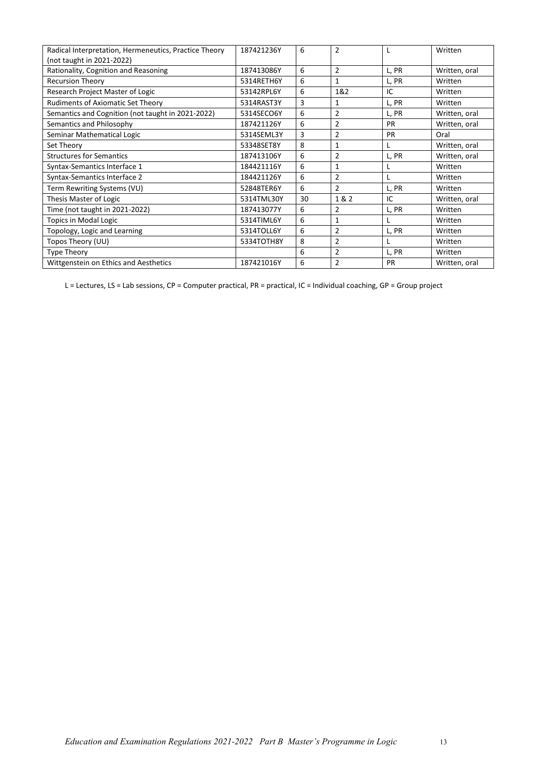| | | | | | |
|---|---|---|---|---|---|
| Radical Interpretation, Hermeneutics, Practice Theory (not taught in 2021-2022) | 187421236Y | 6 | 2 | L | Written |
| Rationality, Cognition and Reasoning | 187413086Y | 6 | 2 | L, PR | Written, oral |
| Recursion Theory | 5314RETH6Y | 6 | 1 | L, PR | Written |
| Research Project Master of Logic | 53142RPL6Y | 6 | 1&2 | IC | Written |
| Rudiments of Axiomatic Set Theory | 5314RAST3Y | 3 | 1 | L, PR | Written |
| Semantics and Cognition (not taught in 2021-2022) | 5314SECO6Y | 6 | 2 | L, PR | Written, oral |
| Semantics and Philosophy | 187421126Y | 6 | 2 | PR | Written, oral |
| Seminar Mathematical Logic | 5314SEML3Y | 3 | 2 | PR | Oral |
| Set Theory | 53348SET8Y | 8 | 1 | L | Written, oral |
| Structures for Semantics | 187413106Y | 6 | 2 | L, PR | Written, oral |
| Syntax-Semantics Interface 1 | 184421116Y | 6 | 1 | L | Written |
| Syntax-Semantics Interface 2 | 184421126Y | 6 | 2 | L | Written |
| Term Rewriting Systems (VU) | 52848TER6Y | 6 | 2 | L, PR | Written |
| Thesis Master of Logic | 5314TML30Y | 30 | 1 & 2 | IC | Written, oral |
| Time (not taught in 2021-2022) | 187413077Y | 6 | 2 | L, PR | Written |
| Topics in Modal Logic | 5314TIML6Y | 6 | 1 | L | Written |
| Topology, Logic and Learning | 5314TOLL6Y | 6 | 2 | L, PR | Written |
| Topos Theory (UU) | 5334TOTH8Y | 8 | 2 | L | Written |
| Type Theory | | 6 | 2 | L, PR | Written |
| Wittgenstein on Ethics and Aesthetics | 187421016Y | 6 | 2 | PR | Written, oral |

L = Lectures, LS = Lab sessions, CP = Computer practical, PR = practical, IC = Individual coaching, GP = Group project